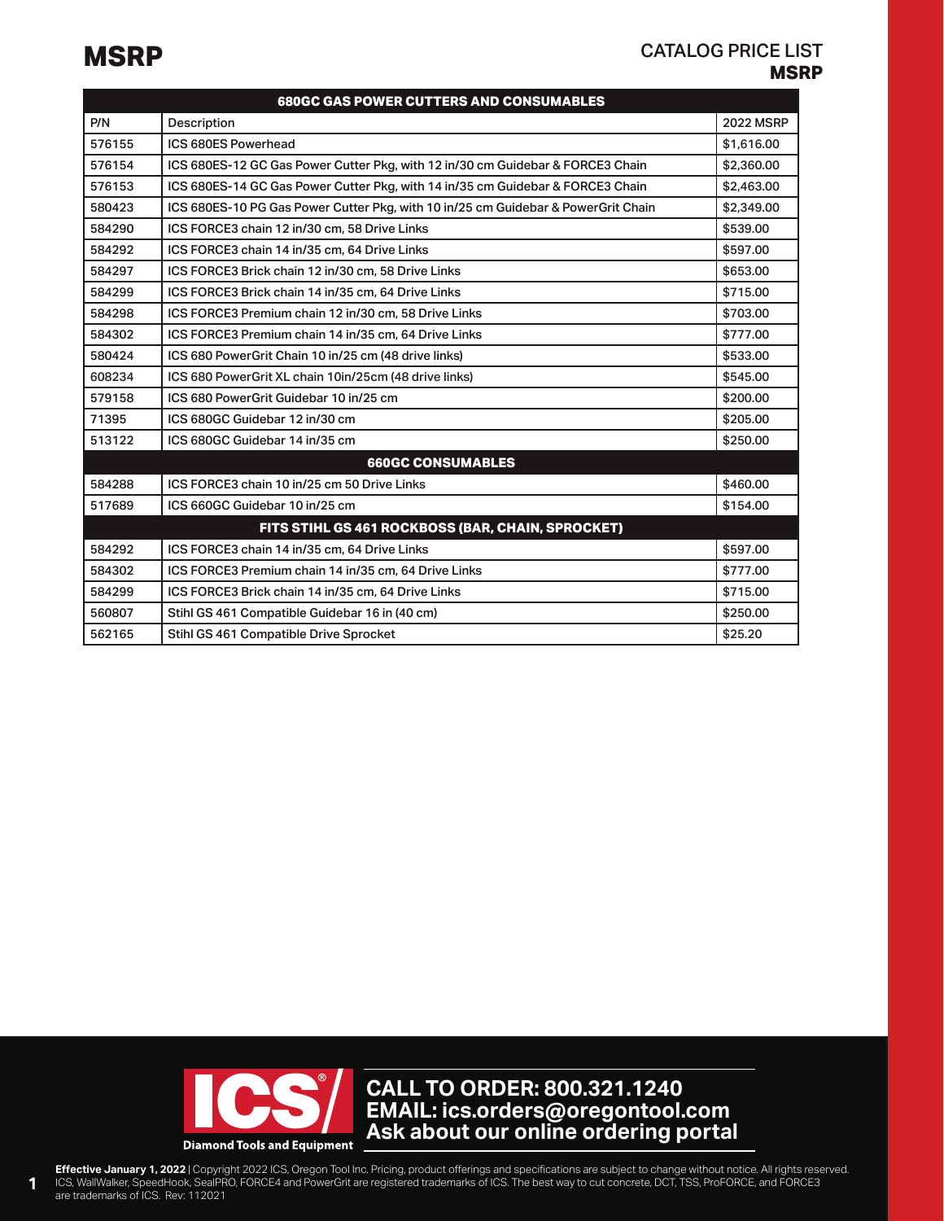# MSRP

## CATALOG PRICE LIST **MSRP**

| P/N | Description | 2022 MSRP |
|---|---|---|
| **680GC GAS POWER CUTTERS AND CONSUMABLES** | | |
| 576155 | ICS 680ES Powerhead | $1,616.00 |
| 576154 | ICS 680ES-12 GC Gas Power Cutter Pkg, with 12 in/30 cm Guidebar & FORCE3 Chain | $2,360.00 |
| 576153 | ICS 680ES-14 GC Gas Power Cutter Pkg, with 14 in/35 cm Guidebar & FORCE3 Chain | $2,463.00 |
| 580423 | ICS 680ES-10 PG Gas Power Cutter Pkg, with 10 in/25 cm Guidebar & PowerGrit Chain | $2,349.00 |
| 584290 | ICS FORCE3 chain 12 in/30 cm, 58 Drive Links | $539.00 |
| 584292 | ICS FORCE3 chain 14 in/35 cm, 64 Drive Links | $597.00 |
| 584297 | ICS FORCE3 Brick chain 12 in/30 cm, 58 Drive Links | $653.00 |
| 584299 | ICS FORCE3 Brick chain 14 in/35 cm, 64 Drive Links | $715.00 |
| 584298 | ICS FORCE3 Premium chain 12 in/30 cm, 58 Drive Links | $703.00 |
| 584302 | ICS FORCE3 Premium chain 14 in/35 cm, 64 Drive Links | $777.00 |
| 580424 | ICS 680 PowerGrit Chain 10 in/25 cm (48 drive links) | $533.00 |
| 608234 | ICS 680 PowerGrit XL chain 10in/25cm (48 drive links) | $545.00 |
| 579158 | ICS 680 PowerGrit Guidebar 10 in/25 cm | $200.00 |
| 71395 | ICS 680GC Guidebar 12 in/30 cm | $205.00 |
| 513122 | ICS 680GC Guidebar 14 in/35 cm | $250.00 |
| **660GC CONSUMABLES** | | |
| 584288 | ICS FORCE3 chain 10 in/25 cm 50 Drive Links | $460.00 |
| 517689 | ICS 660GC Guidebar 10 in/25 cm | $154.00 |
| **FITS STIHL GS 461 ROCKBOSS (BAR, CHAIN, SPROCKET)** | | |
| 584292 | ICS FORCE3 chain 14 in/35 cm, 64 Drive Links | $597.00 |
| 584302 | ICS FORCE3 Premium chain 14 in/35 cm, 64 Drive Links | $777.00 |
| 584299 | ICS FORCE3 Brick chain 14 in/35 cm, 64 Drive Links | $715.00 |
| 560807 | Stihl GS 461 Compatible Guidebar 16 in (40 cm) | $250.00 |
| 562165 | Stihl GS 461 Compatible Drive Sprocket | $25.20 |

ICS® Diamond Tools and Equipment

**CALL TO ORDER: 800.321.1240**
**EMAIL: ics.orders@oregontool.com**
**Ask about our online ordering portal**

**Effective January 1, 2022** | Copyright 2022 ICS, Oregon Tool Inc. Pricing, product offerings and specifications are subject to change without notice. All rights reserved. ICS, WallWalker, SpeedHook, SealPRO, FORCE4 and PowerGrit are registered trademarks of ICS. The best way to cut concrete, DCT, TSS, ProFORCE, and FORCE3 are trademarks of ICS. Rev: 112021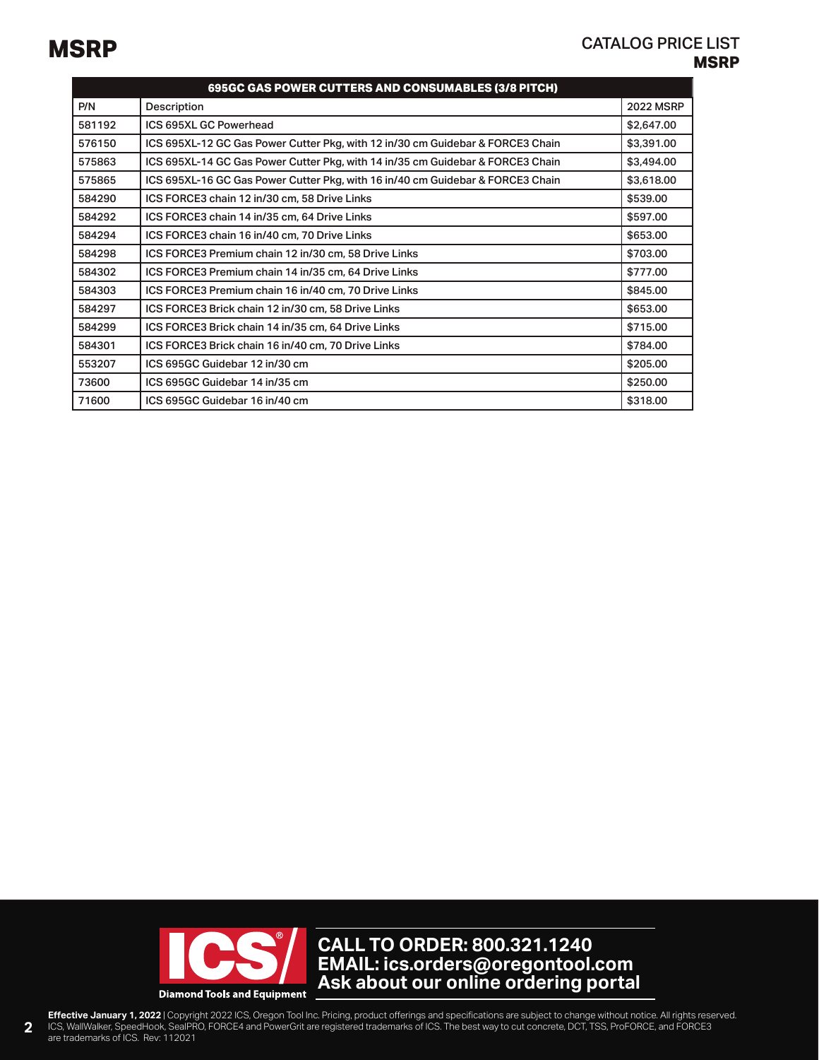# MSRP

CATALOG PRICE LIST
**MSRP**

| 695GC GAS POWER CUTTERS AND CONSUMABLES (3/8 PITCH) | | |
|---|---|---|
| P/N | Description | 2022 MSRP |
| 581192 | ICS 695XL GC Powerhead | $2,647.00 |
| 576150 | ICS 695XL-12 GC Gas Power Cutter Pkg, with 12 in/30 cm Guidebar & FORCE3 Chain | $3,391.00 |
| 575863 | ICS 695XL-14 GC Gas Power Cutter Pkg, with 14 in/35 cm Guidebar & FORCE3 Chain | $3,494.00 |
| 575865 | ICS 695XL-16 GC Gas Power Cutter Pkg, with 16 in/40 cm Guidebar & FORCE3 Chain | $3,618.00 |
| 584290 | ICS FORCE3 chain 12 in/30 cm, 58 Drive Links | $539.00 |
| 584292 | ICS FORCE3 chain 14 in/35 cm, 64 Drive Links | $597.00 |
| 584294 | ICS FORCE3 chain 16 in/40 cm, 70 Drive Links | $653.00 |
| 584298 | ICS FORCE3 Premium chain 12 in/30 cm, 58 Drive Links | $703.00 |
| 584302 | ICS FORCE3 Premium chain 14 in/35 cm, 64 Drive Links | $777.00 |
| 584303 | ICS FORCE3 Premium chain 16 in/40 cm, 70 Drive Links | $845.00 |
| 584297 | ICS FORCE3 Brick chain 12 in/30 cm, 58 Drive Links | $653.00 |
| 584299 | ICS FORCE3 Brick chain 14 in/35 cm, 64 Drive Links | $715.00 |
| 584301 | ICS FORCE3 Brick chain 16 in/40 cm, 70 Drive Links | $784.00 |
| 553207 | ICS 695GC Guidebar 12 in/30 cm | $205.00 |
| 73600 | ICS 695GC Guidebar 14 in/35 cm | $250.00 |
| 71600 | ICS 695GC Guidebar 16 in/40 cm | $318.00 |

ICS Diamond Tools and Equipment

**CALL TO ORDER: 800.321.1240**
**EMAIL: ics.orders@oregontool.com**
**Ask about our online ordering portal**

**Effective January 1, 2022** | Copyright 2022 ICS, Oregon Tool Inc. Pricing, product offerings and specifications are subject to change without notice. All rights reserved. ICS, WallWalker, SpeedHook, SealPRO, FORCE4 and PowerGrit are registered trademarks of ICS. The best way to cut concrete, DCT, TSS, ProFORCE, and FORCE3 are trademarks of ICS. Rev: 112021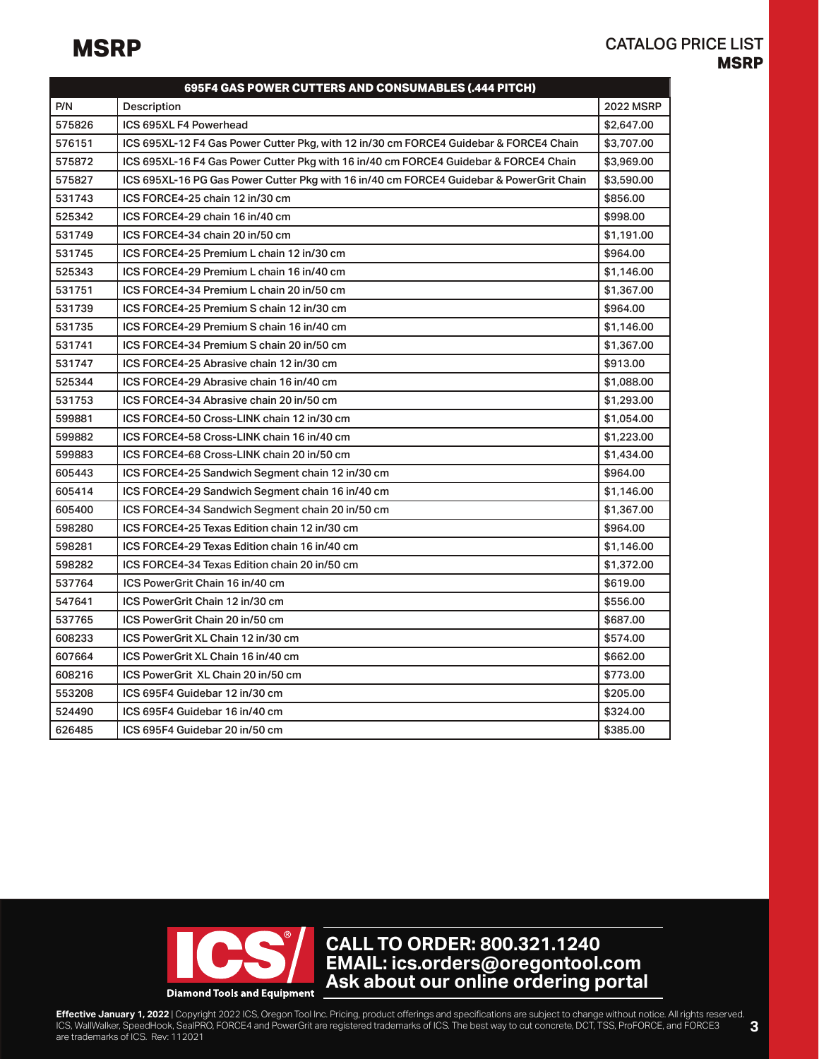# MSRP

CATALOG PRICE LIST
**MSRP**

| 695F4 GAS POWER CUTTERS AND CONSUMABLES (.444 PITCH) | | |
|---|---|---|
| P/N | Description | 2022 MSRP |
| 575826 | ICS 695XL F4 Powerhead | $2,647.00 |
| 576151 | ICS 695XL-12 F4 Gas Power Cutter Pkg, with 12 in/30 cm FORCE4 Guidebar & FORCE4 Chain | $3,707.00 |
| 575872 | ICS 695XL-16 F4 Gas Power Cutter Pkg with 16 in/40 cm FORCE4 Guidebar & FORCE4 Chain | $3,969.00 |
| 575827 | ICS 695XL-16 PG Gas Power Cutter Pkg with 16 in/40 cm FORCE4 Guidebar & PowerGrit Chain | $3,590.00 |
| 531743 | ICS FORCE4-25 chain 12 in/30 cm | $856.00 |
| 525342 | ICS FORCE4-29 chain 16 in/40 cm | $998.00 |
| 531749 | ICS FORCE4-34 chain 20 in/50 cm | $1,191.00 |
| 531745 | ICS FORCE4-25 Premium L chain 12 in/30 cm | $964.00 |
| 525343 | ICS FORCE4-29 Premium L chain 16 in/40 cm | $1,146.00 |
| 531751 | ICS FORCE4-34 Premium L chain 20 in/50 cm | $1,367.00 |
| 531739 | ICS FORCE4-25 Premium S chain 12 in/30 cm | $964.00 |
| 531735 | ICS FORCE4-29 Premium S chain 16 in/40 cm | $1,146.00 |
| 531741 | ICS FORCE4-34 Premium S chain 20 in/50 cm | $1,367.00 |
| 531747 | ICS FORCE4-25 Abrasive chain 12 in/30 cm | $913.00 |
| 525344 | ICS FORCE4-29 Abrasive chain 16 in/40 cm | $1,088.00 |
| 531753 | ICS FORCE4-34 Abrasive chain 20 in/50 cm | $1,293.00 |
| 599881 | ICS FORCE4-50 Cross-LINK chain 12 in/30 cm | $1,054.00 |
| 599882 | ICS FORCE4-58 Cross-LINK chain 16 in/40 cm | $1,223.00 |
| 599883 | ICS FORCE4-68 Cross-LINK chain 20 in/50 cm | $1,434.00 |
| 605443 | ICS FORCE4-25 Sandwich Segment chain 12 in/30 cm | $964.00 |
| 605414 | ICS FORCE4-29 Sandwich Segment chain 16 in/40 cm | $1,146.00 |
| 605400 | ICS FORCE4-34 Sandwich Segment chain 20 in/50 cm | $1,367.00 |
| 598280 | ICS FORCE4-25 Texas Edition chain 12 in/30 cm | $964.00 |
| 598281 | ICS FORCE4-29 Texas Edition chain 16 in/40 cm | $1,146.00 |
| 598282 | ICS FORCE4-34 Texas Edition chain 20 in/50 cm | $1,372.00 |
| 537764 | ICS PowerGrit Chain 16 in/40 cm | $619.00 |
| 547641 | ICS PowerGrit Chain 12 in/30 cm | $556.00 |
| 537765 | ICS PowerGrit Chain 20 in/50 cm | $687.00 |
| 608233 | ICS PowerGrit XL Chain 12 in/30 cm | $574.00 |
| 607664 | ICS PowerGrit XL Chain 16 in/40 cm | $662.00 |
| 608216 | ICS PowerGrit XL Chain 20 in/50 cm | $773.00 |
| 553208 | ICS 695F4 Guidebar 12 in/30 cm | $205.00 |
| 524490 | ICS 695F4 Guidebar 16 in/40 cm | $324.00 |
| 626485 | ICS 695F4 Guidebar 20 in/50 cm | $385.00 |

ICS® Diamond Tools and Equipment

**CALL TO ORDER: 800.321.1240**
**EMAIL: ics.orders@oregontool.com**
**Ask about our online ordering portal**

**Effective January 1, 2022** | Copyright 2022 ICS, Oregon Tool Inc. Pricing, product offerings and specifications are subject to change without notice. All rights reserved. ICS, WallWalker, SpeedHook, SealPRO, FORCE4 and PowerGrit are registered trademarks of ICS. The best way to cut concrete, DCT, TSS, ProFORCE, and FORCE3 are trademarks of ICS. Rev: 112021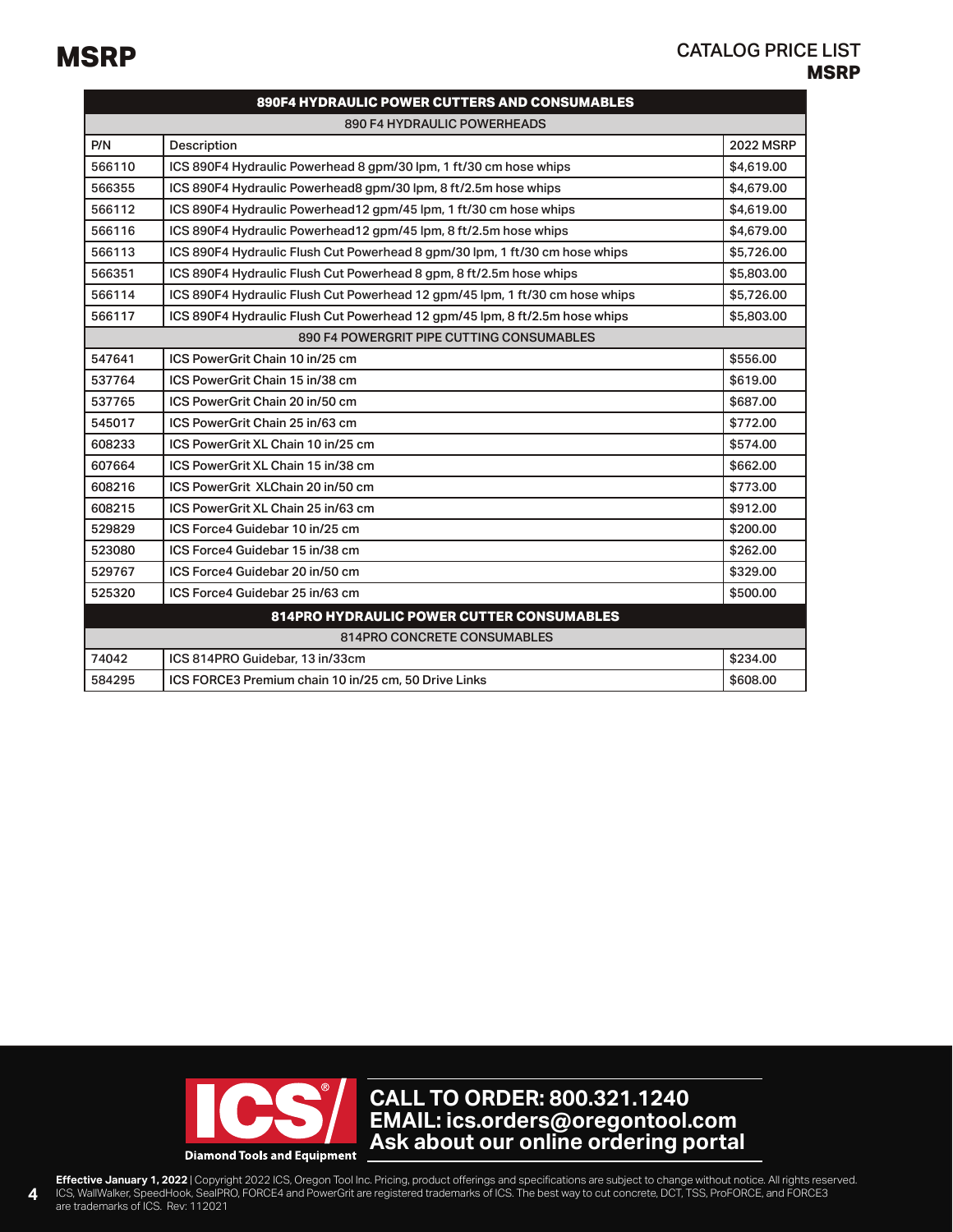# MSRP

## CATALOG PRICE LIST
**MSRP**

| **890F4 HYDRAULIC POWER CUTTERS AND CONSUMABLES** | | |
|---|---|---|
| 890 F4 HYDRAULIC POWERHEADS | | |
| P/N | Description | 2022 MSRP |
| 566110 | ICS 890F4 Hydraulic Powerhead 8 gpm/30 lpm, 1 ft/30 cm hose whips | $4,619.00 |
| 566355 | ICS 890F4 Hydraulic Powerhead8 gpm/30 lpm, 8 ft/2.5m hose whips | $4,679.00 |
| 566112 | ICS 890F4 Hydraulic Powerhead12 gpm/45 lpm, 1 ft/30 cm hose whips | $4,619.00 |
| 566116 | ICS 890F4 Hydraulic Powerhead12 gpm/45 lpm, 8 ft/2.5m hose whips | $4,679.00 |
| 566113 | ICS 890F4 Hydraulic Flush Cut Powerhead 8 gpm/30 lpm, 1 ft/30 cm hose whips | $5,726.00 |
| 566351 | ICS 890F4 Hydraulic Flush Cut Powerhead 8 gpm, 8 ft/2.5m hose whips | $5,803.00 |
| 566114 | ICS 890F4 Hydraulic Flush Cut Powerhead 12 gpm/45 lpm, 1 ft/30 cm hose whips | $5,726.00 |
| 566117 | ICS 890F4 Hydraulic Flush Cut Powerhead 12 gpm/45 lpm, 8 ft/2.5m hose whips | $5,803.00 |
| 890 F4 POWERGRIT PIPE CUTTING CONSUMABLES | | |
| 547641 | ICS PowerGrit Chain 10 in/25 cm | $556.00 |
| 537764 | ICS PowerGrit Chain 15 in/38 cm | $619.00 |
| 537765 | ICS PowerGrit Chain 20 in/50 cm | $687.00 |
| 545017 | ICS PowerGrit Chain 25 in/63 cm | $772.00 |
| 608233 | ICS PowerGrit XL Chain 10 in/25 cm | $574.00 |
| 607664 | ICS PowerGrit XL Chain 15 in/38 cm | $662.00 |
| 608216 | ICS PowerGrit XLChain 20 in/50 cm | $773.00 |
| 608215 | ICS PowerGrit XL Chain 25 in/63 cm | $912.00 |
| 529829 | ICS Force4 Guidebar 10 in/25 cm | $200.00 |
| 523080 | ICS Force4 Guidebar 15 in/38 cm | $262.00 |
| 529767 | ICS Force4 Guidebar 20 in/50 cm | $329.00 |
| 525320 | ICS Force4 Guidebar 25 in/63 cm | $500.00 |
| **814PRO HYDRAULIC POWER CUTTER CONSUMABLES** | | |
| 814PRO CONCRETE CONSUMABLES | | |
| 74042 | ICS 814PRO Guidebar, 13 in/33cm | $234.00 |
| 584295 | ICS FORCE3 Premium chain 10 in/25 cm, 50 Drive Links | $608.00 |

ICS® Diamond Tools and Equipment

**CALL TO ORDER: 800.321.1240**
**EMAIL: ics.orders@oregontool.com**
**Ask about our online ordering portal**

**Effective January 1, 2022** | Copyright 2022 ICS, Oregon Tool Inc. Pricing, product offerings and specifications are subject to change without notice. All rights reserved. ICS, WallWalker, SpeedHook, SealPRO, FORCE4 and PowerGrit are registered trademarks of ICS. The best way to cut concrete, DCT, TSS, ProFORCE, and FORCE3 are trademarks of ICS. Rev: 112021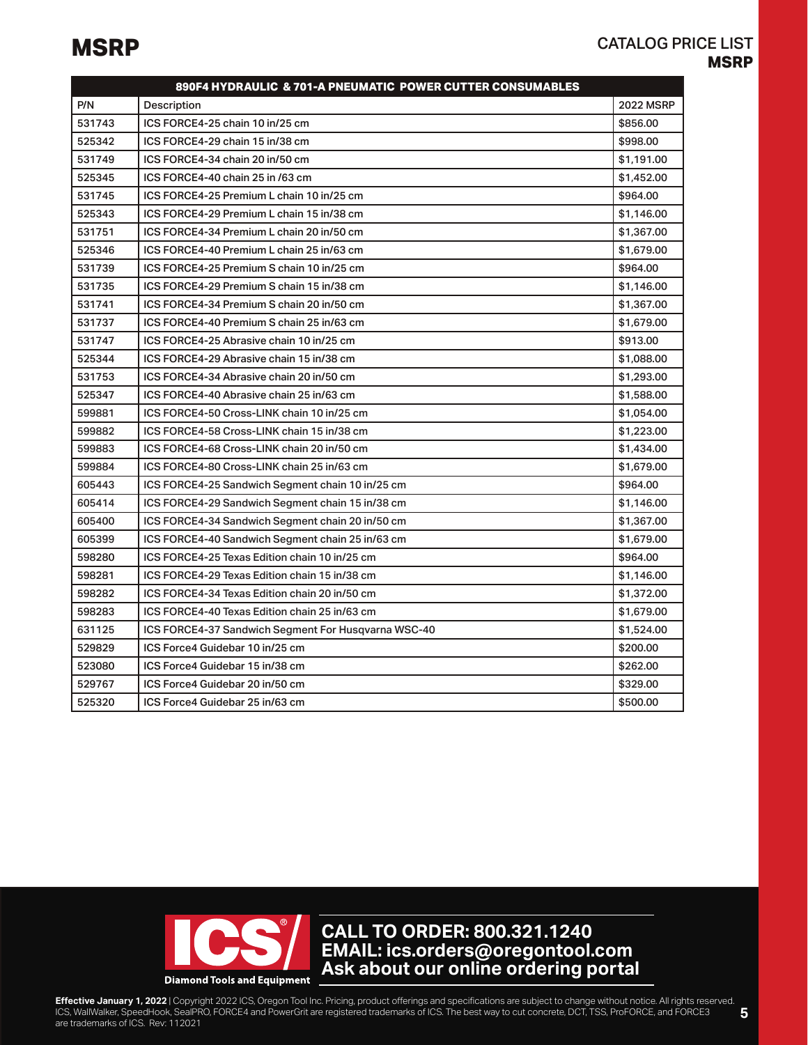# MSRP

## CATALOG PRICE LIST **MSRP**

| 890F4 HYDRAULIC & 701-A PNEUMATIC POWER CUTTER CONSUMABLES | | |
|---|---|---|
| P/N | Description | 2022 MSRP |
| 531743 | ICS FORCE4-25 chain 10 in/25 cm | $856.00 |
| 525342 | ICS FORCE4-29 chain 15 in/38 cm | $998.00 |
| 531749 | ICS FORCE4-34 chain 20 in/50 cm | $1,191.00 |
| 525345 | ICS FORCE4-40 chain 25 in /63 cm | $1,452.00 |
| 531745 | ICS FORCE4-25 Premium L chain 10 in/25 cm | $964.00 |
| 525343 | ICS FORCE4-29 Premium L chain 15 in/38 cm | $1,146.00 |
| 531751 | ICS FORCE4-34 Premium L chain 20 in/50 cm | $1,367.00 |
| 525346 | ICS FORCE4-40 Premium L chain 25 in/63 cm | $1,679.00 |
| 531739 | ICS FORCE4-25 Premium S chain 10 in/25 cm | $964.00 |
| 531735 | ICS FORCE4-29 Premium S chain 15 in/38 cm | $1,146.00 |
| 531741 | ICS FORCE4-34 Premium S chain 20 in/50 cm | $1,367.00 |
| 531737 | ICS FORCE4-40 Premium S chain 25 in/63 cm | $1,679.00 |
| 531747 | ICS FORCE4-25 Abrasive chain 10 in/25 cm | $913.00 |
| 525344 | ICS FORCE4-29 Abrasive chain 15 in/38 cm | $1,088.00 |
| 531753 | ICS FORCE4-34 Abrasive chain 20 in/50 cm | $1,293.00 |
| 525347 | ICS FORCE4-40 Abrasive chain 25 in/63 cm | $1,588.00 |
| 599881 | ICS FORCE4-50 Cross-LINK chain 10 in/25 cm | $1,054.00 |
| 599882 | ICS FORCE4-58 Cross-LINK chain 15 in/38 cm | $1,223.00 |
| 599883 | ICS FORCE4-68 Cross-LINK chain 20 in/50 cm | $1,434.00 |
| 599884 | ICS FORCE4-80 Cross-LINK chain 25 in/63 cm | $1,679.00 |
| 605443 | ICS FORCE4-25 Sandwich Segment chain 10 in/25 cm | $964.00 |
| 605414 | ICS FORCE4-29 Sandwich Segment chain 15 in/38 cm | $1,146.00 |
| 605400 | ICS FORCE4-34 Sandwich Segment chain 20 in/50 cm | $1,367.00 |
| 605399 | ICS FORCE4-40 Sandwich Segment chain 25 in/63 cm | $1,679.00 |
| 598280 | ICS FORCE4-25 Texas Edition chain 10 in/25 cm | $964.00 |
| 598281 | ICS FORCE4-29 Texas Edition chain 15 in/38 cm | $1,146.00 |
| 598282 | ICS FORCE4-34 Texas Edition chain 20 in/50 cm | $1,372.00 |
| 598283 | ICS FORCE4-40 Texas Edition chain 25 in/63 cm | $1,679.00 |
| 631125 | ICS FORCE4-37 Sandwich Segment For Husqvarna WSC-40 | $1,524.00 |
| 529829 | ICS Force4 Guidebar 10 in/25 cm | $200.00 |
| 523080 | ICS Force4 Guidebar 15 in/38 cm | $262.00 |
| 529767 | ICS Force4 Guidebar 20 in/50 cm | $329.00 |
| 525320 | ICS Force4 Guidebar 25 in/63 cm | $500.00 |

ICS® Diamond Tools and Equipment

**CALL TO ORDER: 800.321.1240**
**EMAIL: ics.orders@oregontool.com**
**Ask about our online ordering portal**

**Effective January 1, 2022** | Copyright 2022 ICS, Oregon Tool Inc. Pricing, product offerings and specifications are subject to change without notice. All rights reserved. ICS, WallWalker, SpeedHook, SealPRO, FORCE4 and PowerGrit are registered trademarks of ICS. The best way to cut concrete, DCT, TSS, ProFORCE, and FORCE3 are trademarks of ICS. Rev: 112021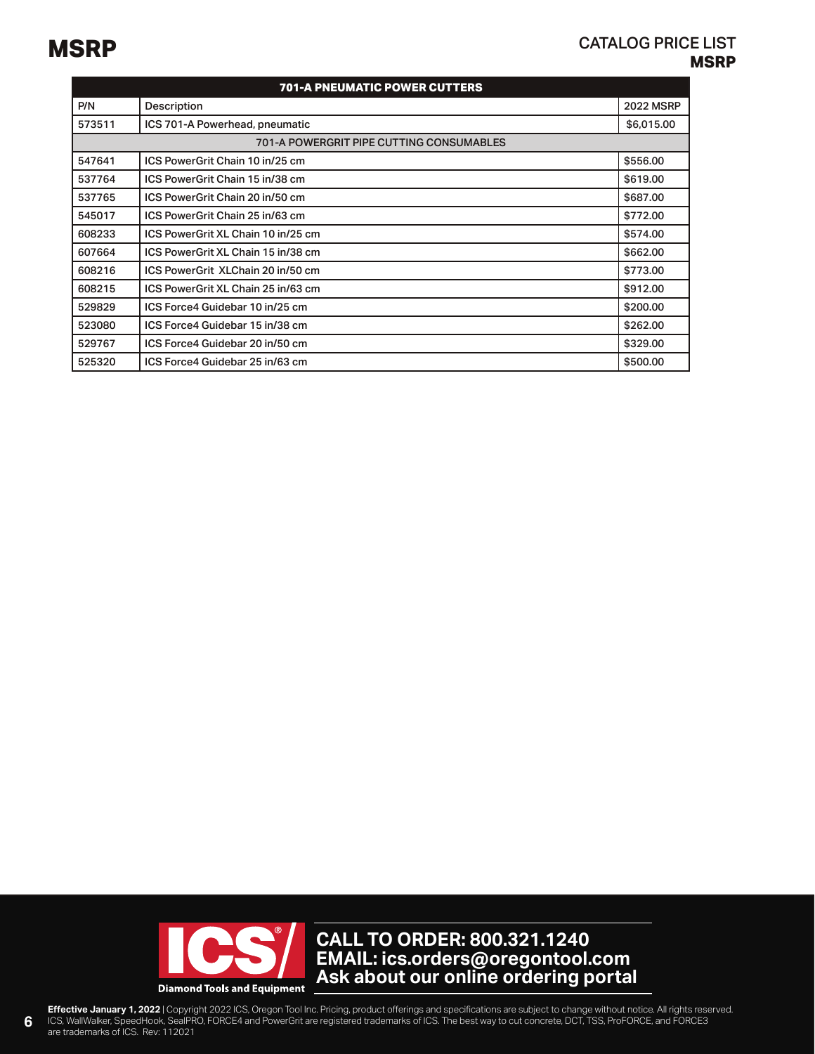# MSRP

## CATALOG PRICE LIST
**MSRP**

| 701-A PNEUMATIC POWER CUTTERS | | |
|---|---|---|
| P/N | Description | 2022 MSRP |
| 573511 | ICS 701-A Powerhead, pneumatic | $6,015.00 |
| 701-A POWERGRIT PIPE CUTTING CONSUMABLES | | |
| 547641 | ICS PowerGrit Chain 10 in/25 cm | $556.00 |
| 537764 | ICS PowerGrit Chain 15 in/38 cm | $619.00 |
| 537765 | ICS PowerGrit Chain 20 in/50 cm | $687.00 |
| 545017 | ICS PowerGrit Chain 25 in/63 cm | $772.00 |
| 608233 | ICS PowerGrit XL Chain 10 in/25 cm | $574.00 |
| 607664 | ICS PowerGrit XL Chain 15 in/38 cm | $662.00 |
| 608216 | ICS PowerGrit XLChain 20 in/50 cm | $773.00 |
| 608215 | ICS PowerGrit XL Chain 25 in/63 cm | $912.00 |
| 529829 | ICS Force4 Guidebar 10 in/25 cm | $200.00 |
| 523080 | ICS Force4 Guidebar 15 in/38 cm | $262.00 |
| 529767 | ICS Force4 Guidebar 20 in/50 cm | $329.00 |
| 525320 | ICS Force4 Guidebar 25 in/63 cm | $500.00 |

ICS® Diamond Tools and Equipment

**CALL TO ORDER: 800.321.1240**
**EMAIL: ics.orders@oregontool.com**
**Ask about our online ordering portal**

**Effective January 1, 2022** | Copyright 2022 ICS, Oregon Tool Inc. Pricing, product offerings and specifications are subject to change without notice. All rights reserved. ICS, WallWalker, SpeedHook, SealPRO, FORCE4 and PowerGrit are registered trademarks of ICS. The best way to cut concrete, DCT, TSS, ProFORCE, and FORCE3 are trademarks of ICS. Rev: 112021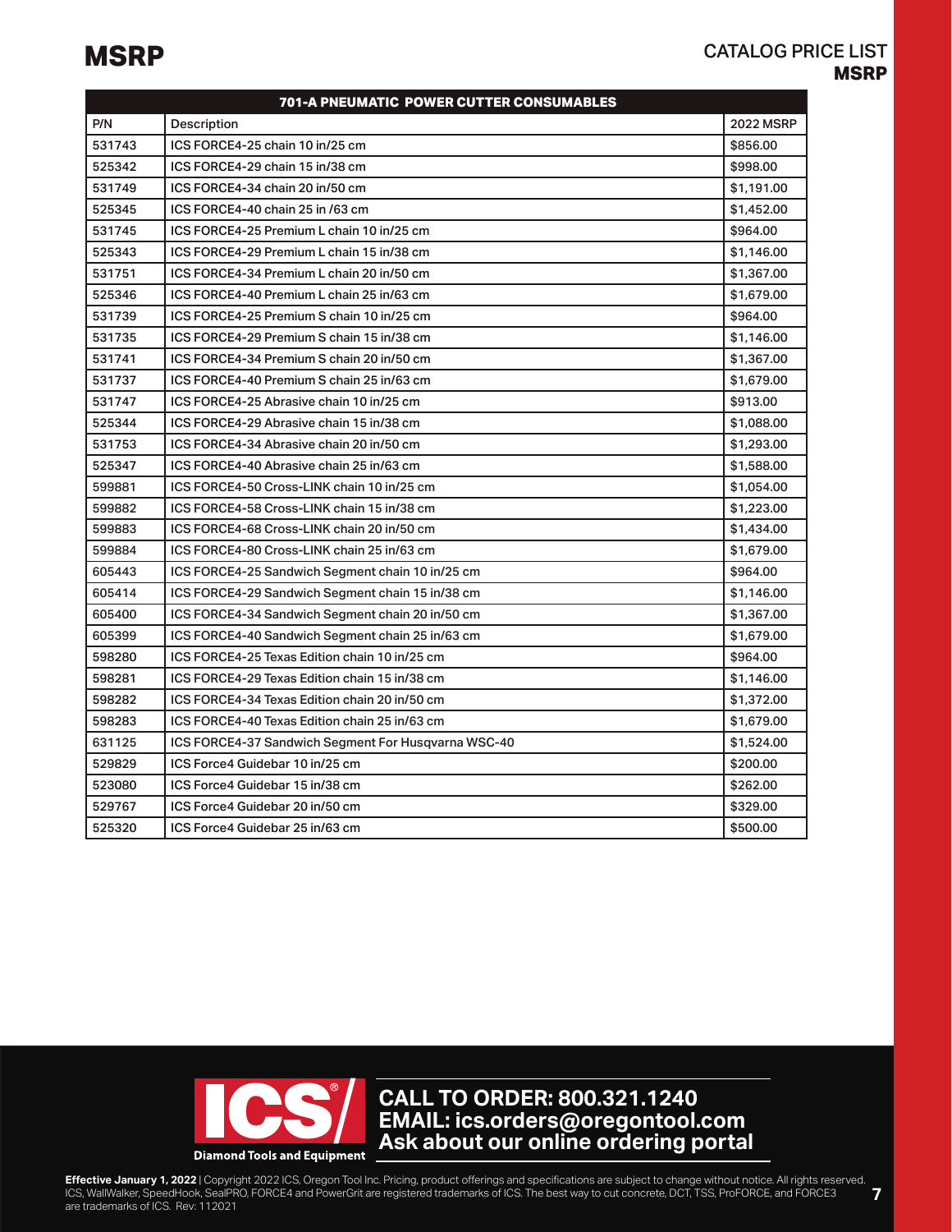# MSRP

CATALOG PRICE LIST
**MSRP**

| 701-A PNEUMATIC POWER CUTTER CONSUMABLES | | |
|---|---|---|
| P/N | Description | 2022 MSRP |
| 531743 | ICS FORCE4-25 chain 10 in/25 cm | $856.00 |
| 525342 | ICS FORCE4-29 chain 15 in/38 cm | $998.00 |
| 531749 | ICS FORCE4-34 chain 20 in/50 cm | $1,191.00 |
| 525345 | ICS FORCE4-40 chain 25 in /63 cm | $1,452.00 |
| 531745 | ICS FORCE4-25 Premium L chain 10 in/25 cm | $964.00 |
| 525343 | ICS FORCE4-29 Premium L chain 15 in/38 cm | $1,146.00 |
| 531751 | ICS FORCE4-34 Premium L chain 20 in/50 cm | $1,367.00 |
| 525346 | ICS FORCE4-40 Premium L chain 25 in/63 cm | $1,679.00 |
| 531739 | ICS FORCE4-25 Premium S chain 10 in/25 cm | $964.00 |
| 531735 | ICS FORCE4-29 Premium S chain 15 in/38 cm | $1,146.00 |
| 531741 | ICS FORCE4-34 Premium S chain 20 in/50 cm | $1,367.00 |
| 531737 | ICS FORCE4-40 Premium S chain 25 in/63 cm | $1,679.00 |
| 531747 | ICS FORCE4-25 Abrasive chain 10 in/25 cm | $913.00 |
| 525344 | ICS FORCE4-29 Abrasive chain 15 in/38 cm | $1,088.00 |
| 531753 | ICS FORCE4-34 Abrasive chain 20 in/50 cm | $1,293.00 |
| 525347 | ICS FORCE4-40 Abrasive chain 25 in/63 cm | $1,588.00 |
| 599881 | ICS FORCE4-50 Cross-LINK chain 10 in/25 cm | $1,054.00 |
| 599882 | ICS FORCE4-58 Cross-LINK chain 15 in/38 cm | $1,223.00 |
| 599883 | ICS FORCE4-68 Cross-LINK chain 20 in/50 cm | $1,434.00 |
| 599884 | ICS FORCE4-80 Cross-LINK chain 25 in/63 cm | $1,679.00 |
| 605443 | ICS FORCE4-25 Sandwich Segment chain 10 in/25 cm | $964.00 |
| 605414 | ICS FORCE4-29 Sandwich Segment chain 15 in/38 cm | $1,146.00 |
| 605400 | ICS FORCE4-34 Sandwich Segment chain 20 in/50 cm | $1,367.00 |
| 605399 | ICS FORCE4-40 Sandwich Segment chain 25 in/63 cm | $1,679.00 |
| 598280 | ICS FORCE4-25 Texas Edition chain 10 in/25 cm | $964.00 |
| 598281 | ICS FORCE4-29 Texas Edition chain 15 in/38 cm | $1,146.00 |
| 598282 | ICS FORCE4-34 Texas Edition chain 20 in/50 cm | $1,372.00 |
| 598283 | ICS FORCE4-40 Texas Edition chain 25 in/63 cm | $1,679.00 |
| 631125 | ICS FORCE4-37 Sandwich Segment For Husqvarna WSC-40 | $1,524.00 |
| 529829 | ICS Force4 Guidebar 10 in/25 cm | $200.00 |
| 523080 | ICS Force4 Guidebar 15 in/38 cm | $262.00 |
| 529767 | ICS Force4 Guidebar 20 in/50 cm | $329.00 |
| 525320 | ICS Force4 Guidebar 25 in/63 cm | $500.00 |

ICS® Diamond Tools and Equipment

**CALL TO ORDER: 800.321.1240**
**EMAIL: ics.orders@oregontool.com**
**Ask about our online ordering portal**

**Effective January 1, 2022** | Copyright 2022 ICS, Oregon Tool Inc. Pricing, product offerings and specifications are subject to change without notice. All rights reserved. ICS, WallWalker, SpeedHook, SealPRO, FORCE4 and PowerGrit are registered trademarks of ICS. The best way to cut concrete, DCT, TSS, ProFORCE, and FORCE3 are trademarks of ICS. Rev: 112021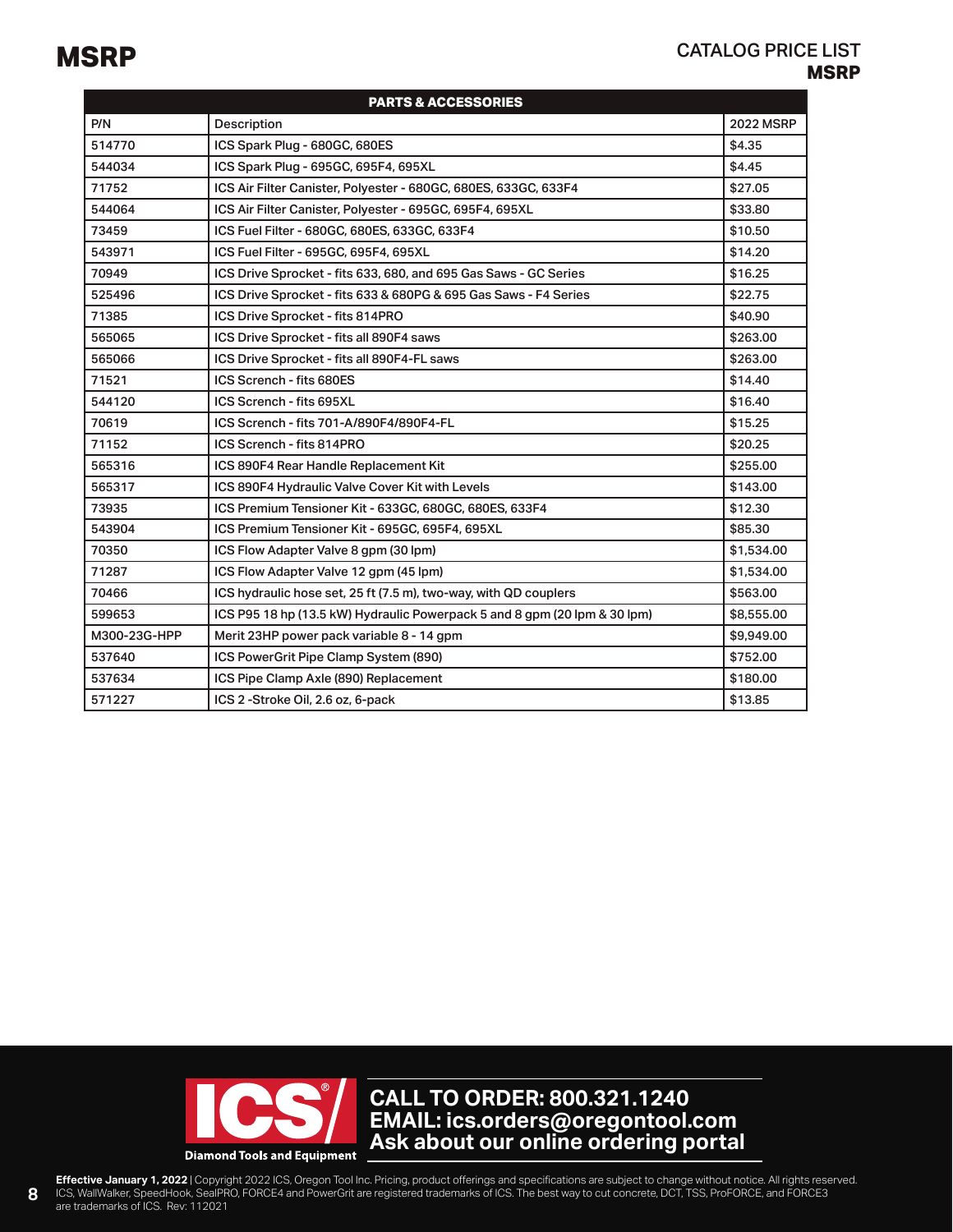# MSRP

CATALOG PRICE LIST
**MSRP**

| PARTS & ACCESSORIES | | |
|---|---|---|
| P/N | Description | 2022 MSRP |
| 514770 | ICS Spark Plug - 680GC, 680ES | $4.35 |
| 544034 | ICS Spark Plug - 695GC, 695F4, 695XL | $4.45 |
| 71752 | ICS Air Filter Canister, Polyester - 680GC, 680ES, 633GC, 633F4 | $27.05 |
| 544064 | ICS Air Filter Canister, Polyester - 695GC, 695F4, 695XL | $33.80 |
| 73459 | ICS Fuel Filter - 680GC, 680ES, 633GC, 633F4 | $10.50 |
| 543971 | ICS Fuel Filter - 695GC, 695F4, 695XL | $14.20 |
| 70949 | ICS Drive Sprocket - fits 633, 680, and 695 Gas Saws - GC Series | $16.25 |
| 525496 | ICS Drive Sprocket - fits 633 & 680PG & 695 Gas Saws - F4 Series | $22.75 |
| 71385 | ICS Drive Sprocket - fits 814PRO | $40.90 |
| 565065 | ICS Drive Sprocket - fits all 890F4 saws | $263.00 |
| 565066 | ICS Drive Sprocket - fits all 890F4-FL saws | $263.00 |
| 71521 | ICS Scrench - fits 680ES | $14.40 |
| 544120 | ICS Scrench - fits 695XL | $16.40 |
| 70619 | ICS Scrench - fits 701-A/890F4/890F4-FL | $15.25 |
| 71152 | ICS Scrench - fits 814PRO | $20.25 |
| 565316 | ICS 890F4 Rear Handle Replacement Kit | $255.00 |
| 565317 | ICS 890F4 Hydraulic Valve Cover Kit with Levels | $143.00 |
| 73935 | ICS Premium Tensioner Kit - 633GC, 680GC, 680ES, 633F4 | $12.30 |
| 543904 | ICS Premium Tensioner Kit - 695GC, 695F4, 695XL | $85.30 |
| 70350 | ICS Flow Adapter Valve 8 gpm (30 lpm) | $1,534.00 |
| 71287 | ICS Flow Adapter Valve 12 gpm (45 lpm) | $1,534.00 |
| 70466 | ICS hydraulic hose set, 25 ft (7.5 m), two-way, with QD couplers | $563.00 |
| 599653 | ICS P95 18 hp (13.5 kW) Hydraulic Powerpack 5 and 8 gpm (20 lpm & 30 lpm) | $8,555.00 |
| M300-23G-HPP | Merit 23HP power pack variable 8 - 14 gpm | $9,949.00 |
| 537640 | ICS PowerGrit Pipe Clamp System (890) | $752.00 |
| 537634 | ICS Pipe Clamp Axle (890) Replacement | $180.00 |
| 571227 | ICS 2 -Stroke Oil, 2.6 oz, 6-pack | $13.85 |

ICS® Diamond Tools and Equipment

**CALL TO ORDER: 800.321.1240**
**EMAIL: ics.orders@oregontool.com**
**Ask about our online ordering portal**

**Effective January 1, 2022** | Copyright 2022 ICS, Oregon Tool Inc. Pricing, product offerings and specifications are subject to change without notice. All rights reserved. ICS, WallWalker, SpeedHook, SealPRO, FORCE4 and PowerGrit are registered trademarks of ICS. The best way to cut concrete, DCT, TSS, ProFORCE, and FORCE3 are trademarks of ICS. Rev: 112021